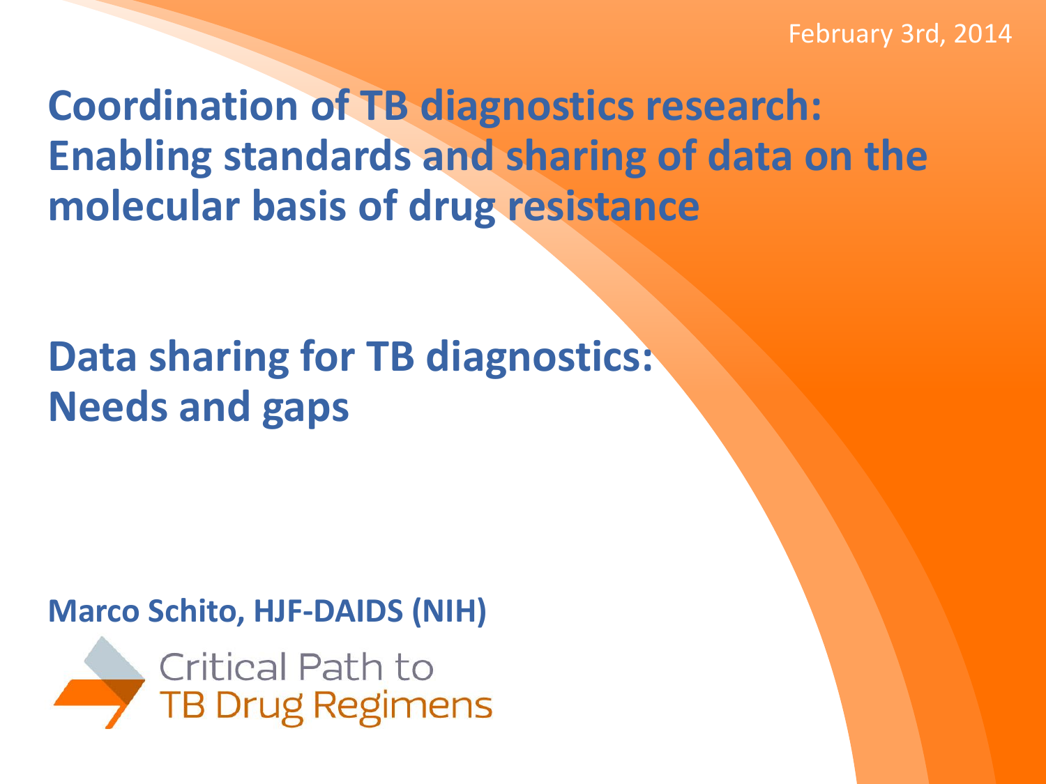February 3rd, 2014

# Coordination of TB diagnostics research: Enabling standards and sharing of data on the molecular basis of drug resistance

# Data sharing for TB diagnostics: Needs and gaps

**Marco Schito, HJF-DAIDS (NIH)**

Critical Path to TB Drug Regimens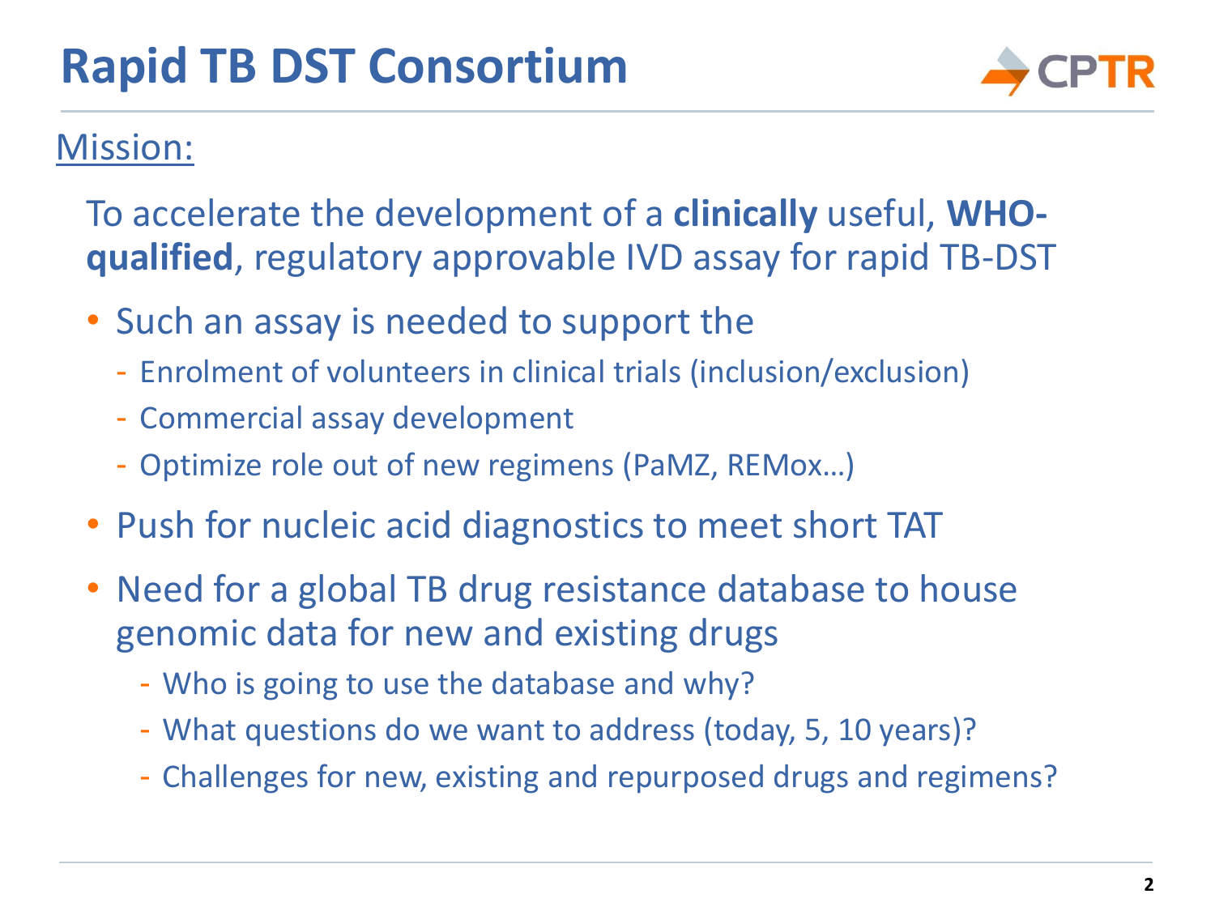# Rapid TB DST Consortium

Mission:

To accelerate the development of a **clinically** useful, **WHO-qualified**, regulatory approvable IVD assay for rapid TB-DST

- Such an assay is needed to support the
  - Enrolment of volunteers in clinical trials (inclusion/exclusion)
  - Commercial assay development
  - Optimize role out of new regimens (PaMZ, REMox…)
- Push for nucleic acid diagnostics to meet short TAT
- Need for a global TB drug resistance database to house genomic data for new and existing drugs
  - Who is going to use the database and why?
  - What questions do we want to address (today, 5, 10 years)?
  - Challenges for new, existing and repurposed drugs and regimens?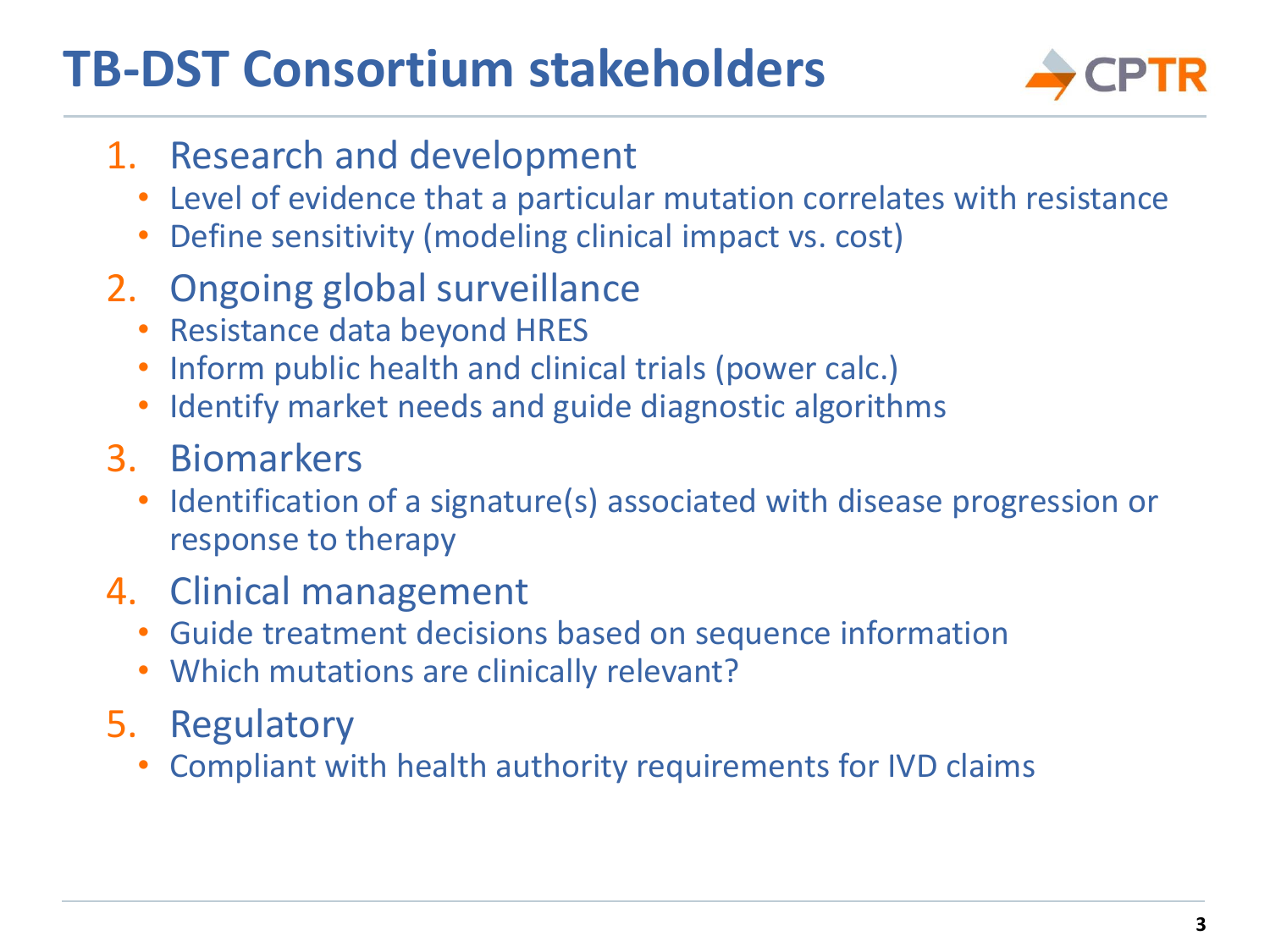# TB-DST Consortium stakeholders

1. Research and development
   - Level of evidence that a particular mutation correlates with resistance
   - Define sensitivity (modeling clinical impact vs. cost)
2. Ongoing global surveillance
   - Resistance data beyond HRES
   - Inform public health and clinical trials (power calc.)
   - Identify market needs and guide diagnostic algorithms
3. Biomarkers
   - Identification of a signature(s) associated with disease progression or response to therapy
4. Clinical management
   - Guide treatment decisions based on sequence information
   - Which mutations are clinically relevant?
5. Regulatory
   - Compliant with health authority requirements for IVD claims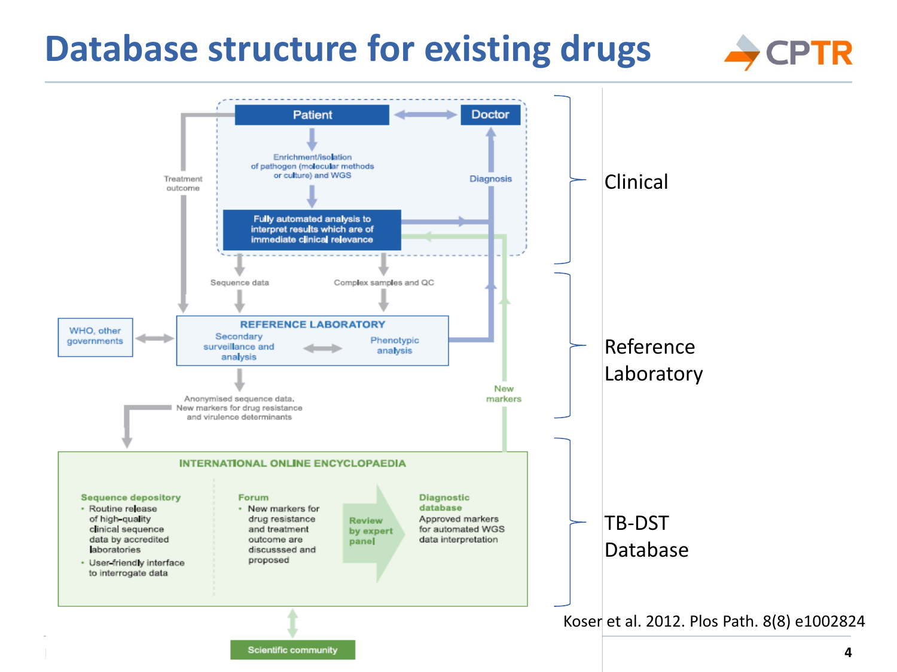# Database structure for existing drugs

Patient

Doctor

Enrichment/isolation of pathogen (molecular methods or culture) and WGS

Treatment outcome

Diagnosis

Fully automated analysis to interpret results which are of immediate clinical relevance

Sequence data

Complex samples and QC

WHO, other governments

REFERENCE LABORATORY

Secondary surveillance and analysis

Phenotypic analysis

Anonymised sequence data, New markers for drug resistance and virulence determinants

New markers

INTERNATIONAL ONLINE ENCYCLOPAEDIA

**Sequence depository**

- Routine release of high-quality clinical sequence data by accredited laboratories
- User-friendly interface to interrogate data

**Forum**

- New markers for drug resistance and treatment outcome are discusssed and proposed

**Review by expert panel**

**Diagnostic database**

Approved markers for automated WGS data interpretation

Scientific community

Clinical

Reference Laboratory

TB-DST Database

Koser et al. 2012. Plos Path. 8(8) e1002824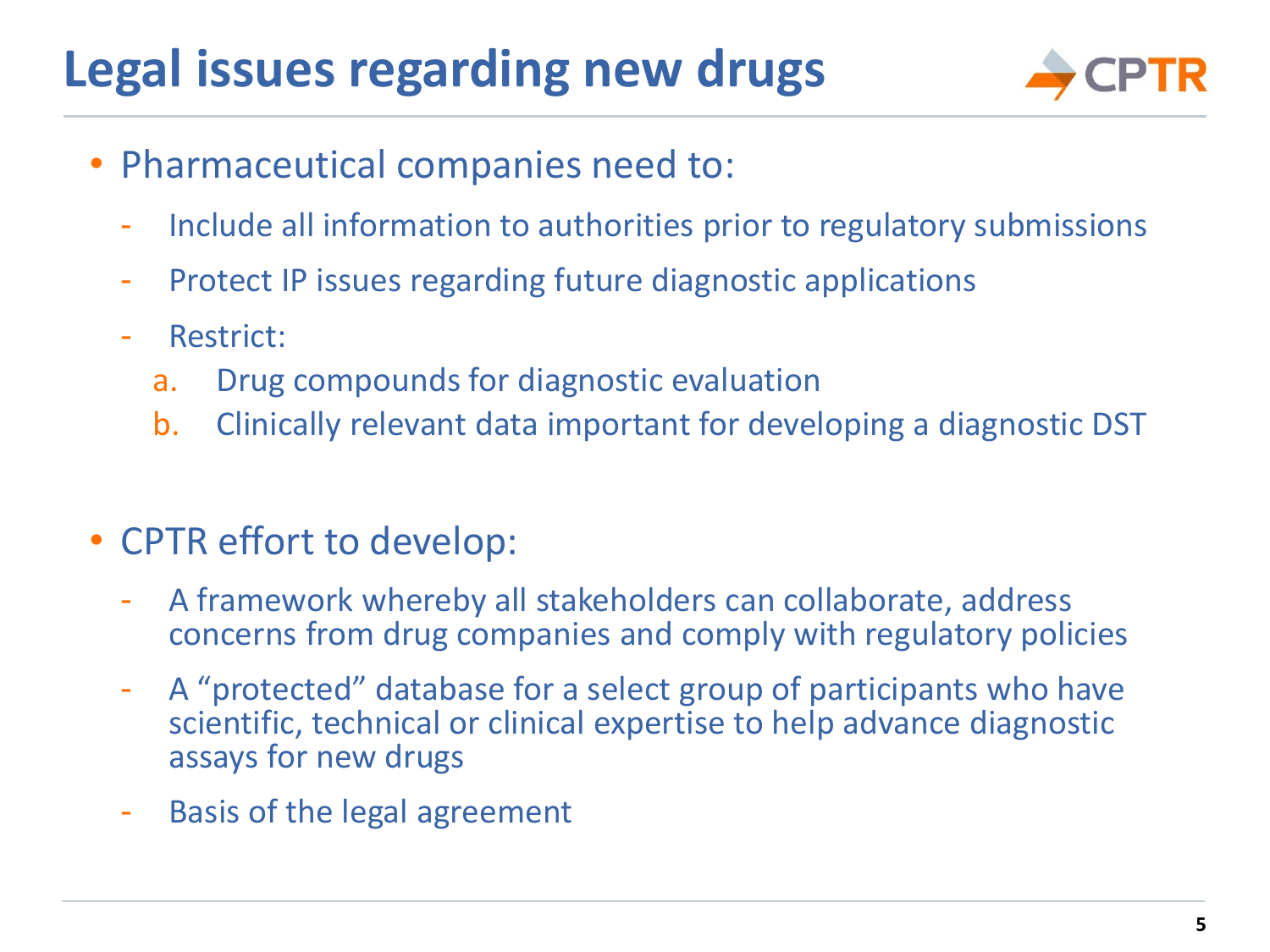# Legal issues regarding new drugs

- Pharmaceutical companies need to:
  - Include all information to authorities prior to regulatory submissions
  - Protect IP issues regarding future diagnostic applications
  - Restrict:
    a. Drug compounds for diagnostic evaluation
    b. Clinically relevant data important for developing a diagnostic DST

- CPTR effort to develop:
  - A framework whereby all stakeholders can collaborate, address concerns from drug companies and comply with regulatory policies
  - A "protected" database for a select group of participants who have scientific, technical or clinical expertise to help advance diagnostic assays for new drugs
  - Basis of the legal agreement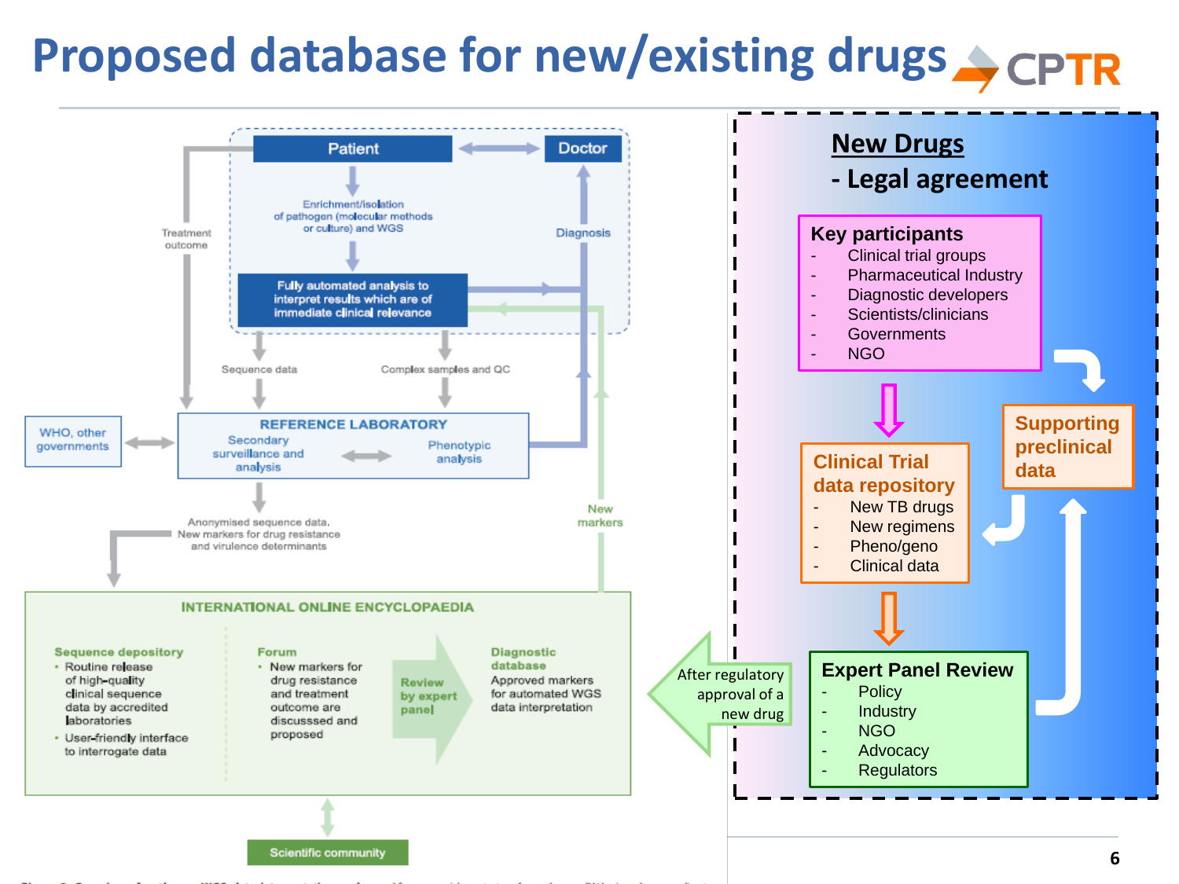# Proposed database for new/existing drugs

Patient ↔ Doctor

Enrichment/isolation of pathogen (molecular methods or culture) and WGS

Fully automated analysis to interpret results which are of immediate clinical relevance

Treatment outcome

Diagnosis

Sequence data

Complex samples and QC

WHO, other governments

**REFERENCE LABORATORY**

Secondary surveillance and analysis ↔ Phenotypic analysis

Anonymised sequence data. New markers for drug resistance and virulence determinants

New markers

**INTERNATIONAL ONLINE ENCYCLOPAEDIA**

**Sequence depository**
- Routine release of high-quality clinical sequence data by accredited laboratories
- User-friendly interface to interrogate data

**Forum**
- New markers for drug resistance and treatment outcome are discusssed and proposed

**Review by expert panel**

**Diagnostic database**
Approved markers for automated WGS data interpretation

Scientific community

After regulatory approval of a new drug

## New Drugs
## - Legal agreement

**Key participants**
- Clinical trial groups
- Pharmaceutical Industry
- Diagnostic developers
- Scientists/clinicians
- Governments
- NGO

**Clinical Trial data repository**
- New TB drugs
- New regimens
- Pheno/geno
- Clinical data

**Supporting preclinical data**

**Expert Panel Review**
- Policy
- Industry
- NGO
- Advocacy
- Regulators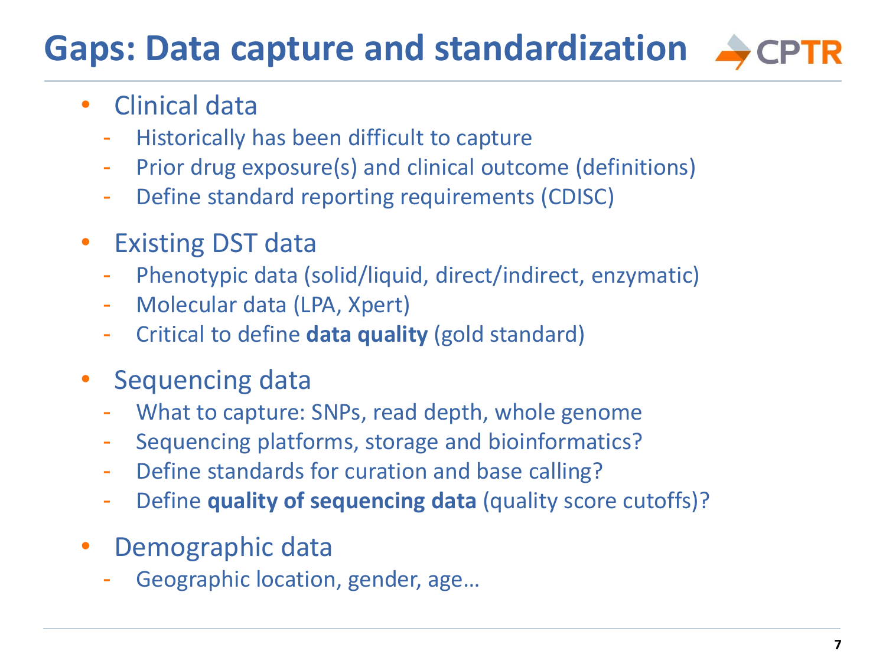# Gaps: Data capture and standardization

- Clinical data
  - Historically has been difficult to capture
  - Prior drug exposure(s) and clinical outcome (definitions)
  - Define standard reporting requirements (CDISC)
- Existing DST data
  - Phenotypic data (solid/liquid, direct/indirect, enzymatic)
  - Molecular data (LPA, Xpert)
  - Critical to define **data quality** (gold standard)
- Sequencing data
  - What to capture: SNPs, read depth, whole genome
  - Sequencing platforms, storage and bioinformatics?
  - Define standards for curation and base calling?
  - Define **quality of sequencing data** (quality score cutoffs)?
- Demographic data
  - Geographic location, gender, age…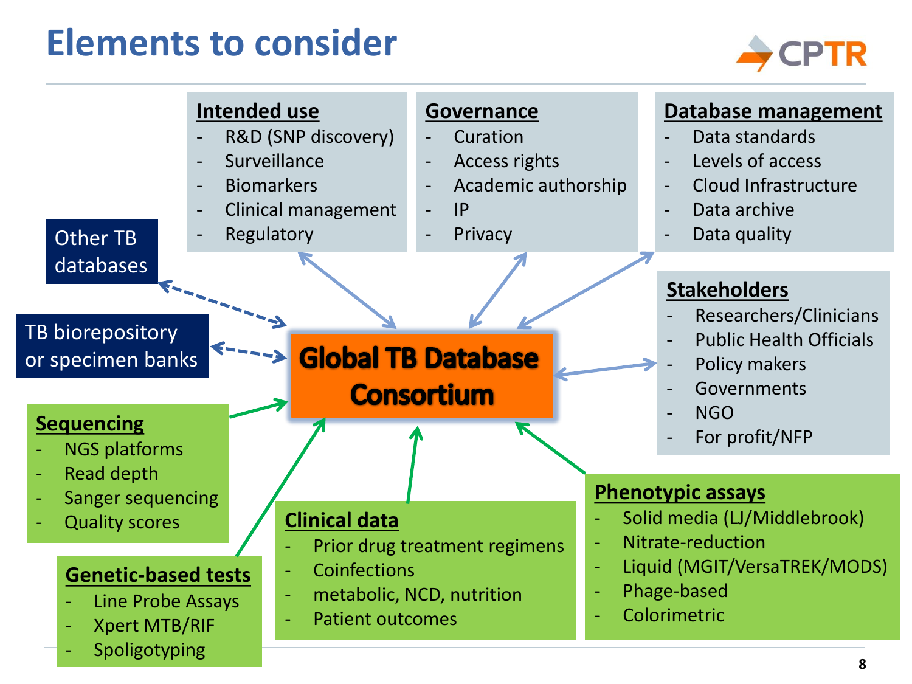# Elements to consider

## Global TB Database Consortium

**Intended use**
- R&D (SNP discovery)
- Surveillance
- Biomarkers
- Clinical management
- Regulatory

**Governance**
- Curation
- Access rights
- Academic authorship
- IP
- Privacy

**Database management**
- Data standards
- Levels of access
- Cloud Infrastructure
- Data archive
- Data quality

**Stakeholders**
- Researchers/Clinicians
- Public Health Officials
- Policy makers
- Governments
- NGO
- For profit/NFP

Other TB databases

TB biorepository or specimen banks

**Sequencing**
- NGS platforms
- Read depth
- Sanger sequencing
- Quality scores

**Genetic-based tests**
- Line Probe Assays
- Xpert MTB/RIF
- Spoligotyping

**Clinical data**
- Prior drug treatment regimens
- Coinfections
- metabolic, NCD, nutrition
- Patient outcomes

**Phenotypic assays**
- Solid media (LJ/Middlebrook)
- Nitrate-reduction
- Liquid (MGIT/VersaTREK/MODS)
- Phage-based
- Colorimetric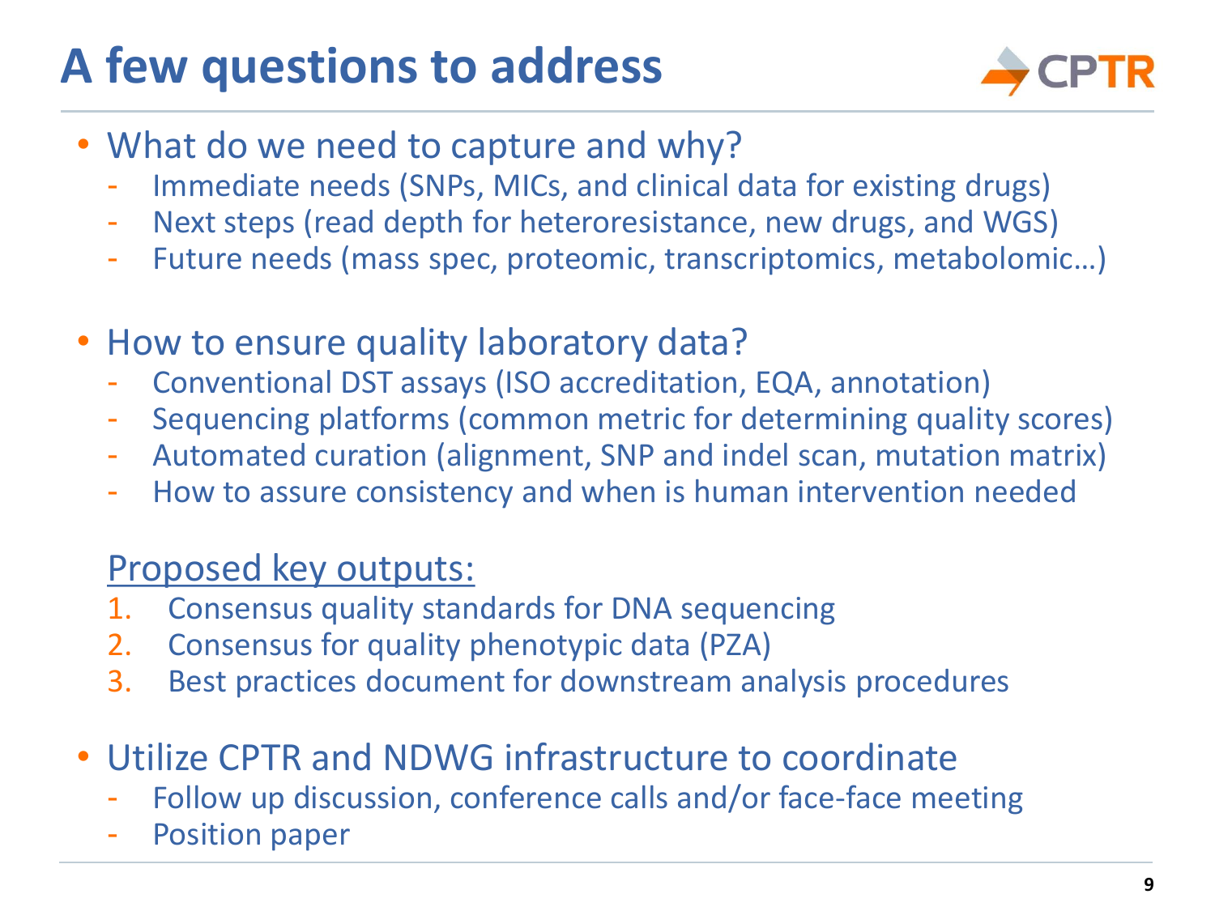# A few questions to address

- What do we need to capture and why?
  - Immediate needs (SNPs, MICs, and clinical data for existing drugs)
  - Next steps (read depth for heteroresistance, new drugs, and WGS)
  - Future needs (mass spec, proteomic, transcriptomics, metabolomic…)

- How to ensure quality laboratory data?
  - Conventional DST assays (ISO accreditation, EQA, annotation)
  - Sequencing platforms (common metric for determining quality scores)
  - Automated curation (alignment, SNP and indel scan, mutation matrix)
  - How to assure consistency and when is human intervention needed

  Proposed key outputs:

  1. Consensus quality standards for DNA sequencing
  2. Consensus for quality phenotypic data (PZA)
  3. Best practices document for downstream analysis procedures

- Utilize CPTR and NDWG infrastructure to coordinate
  - Follow up discussion, conference calls and/or face-face meeting
  - Position paper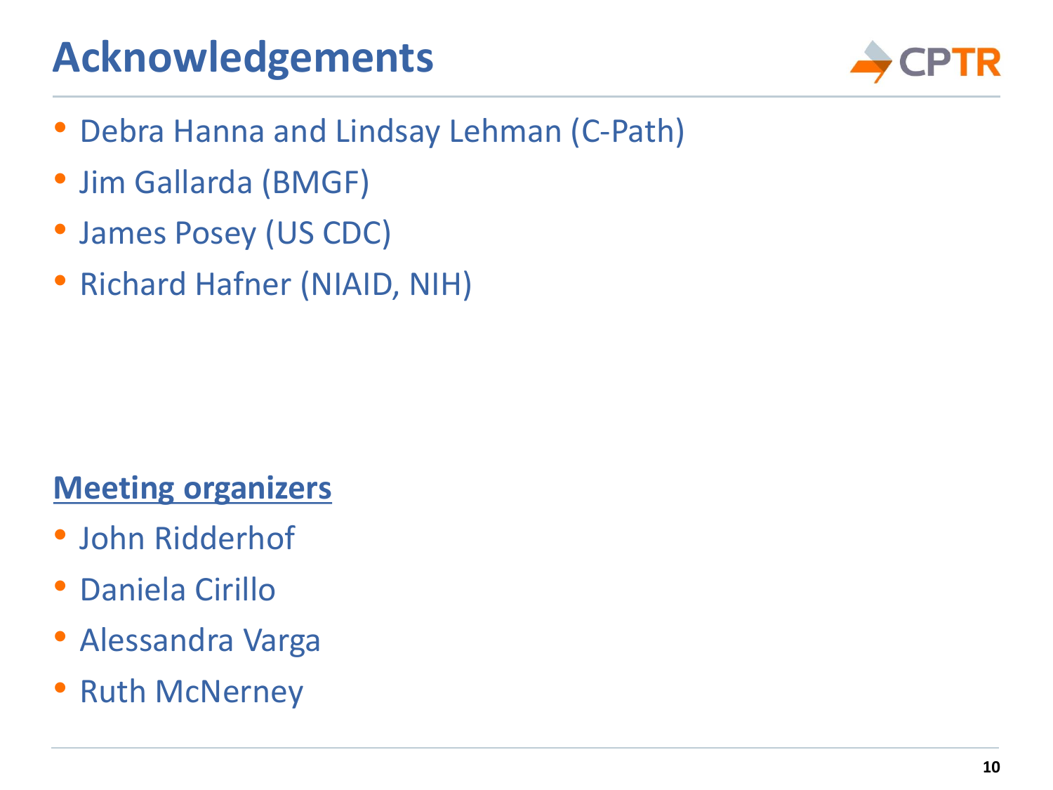# Acknowledgements

- Debra Hanna and Lindsay Lehman (C-Path)
- Jim Gallarda (BMGF)
- James Posey (US CDC)
- Richard Hafner (NIAID, NIH)

**Meeting organizers**

- John Ridderhof
- Daniela Cirillo
- Alessandra Varga
- Ruth McNerney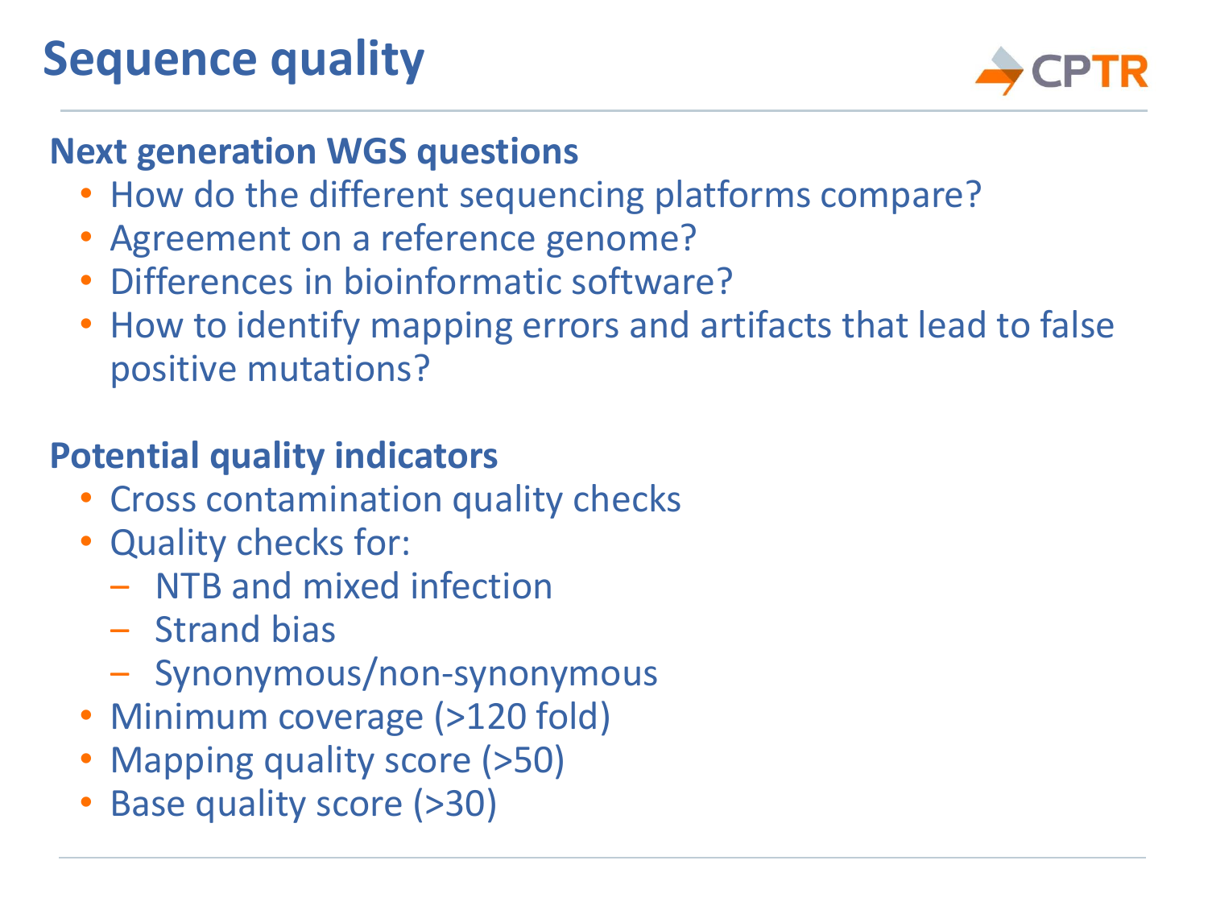# Sequence quality

## Next generation WGS questions

- How do the different sequencing platforms compare?
- Agreement on a reference genome?
- Differences in bioinformatic software?
- How to identify mapping errors and artifacts that lead to false positive mutations?

## Potential quality indicators

- Cross contamination quality checks
- Quality checks for:
  - NTB and mixed infection
  - Strand bias
  - Synonymous/non-synonymous
- Minimum coverage (>120 fold)
- Mapping quality score (>50)
- Base quality score (>30)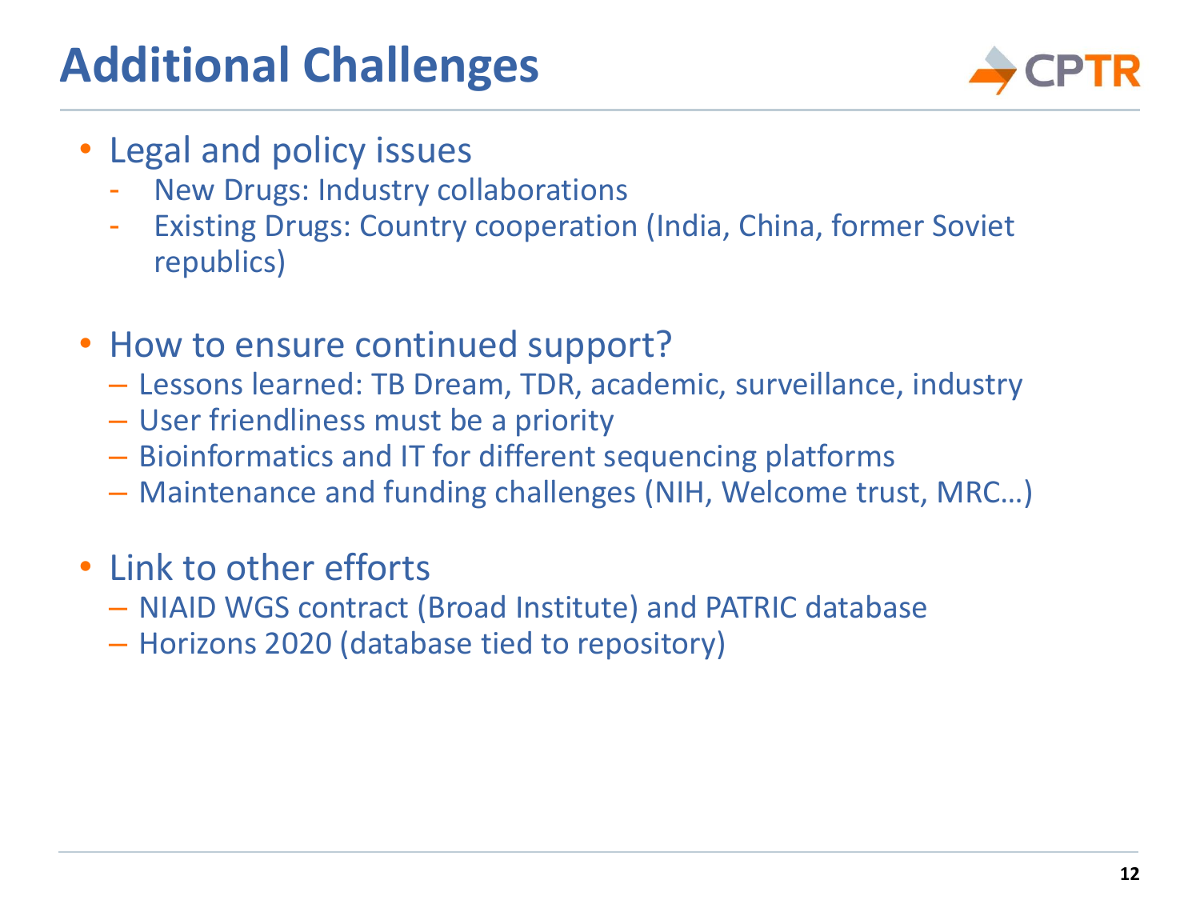# Additional Challenges

- Legal and policy issues
  - New Drugs: Industry collaborations
  - Existing Drugs: Country cooperation (India, China, former Soviet republics)

- How to ensure continued support?
  - Lessons learned: TB Dream, TDR, academic, surveillance, industry
  - User friendliness must be a priority
  - Bioinformatics and IT for different sequencing platforms
  - Maintenance and funding challenges (NIH, Welcome trust, MRC…)

- Link to other efforts
  - NIAID WGS contract (Broad Institute) and PATRIC database
  - Horizons 2020 (database tied to repository)